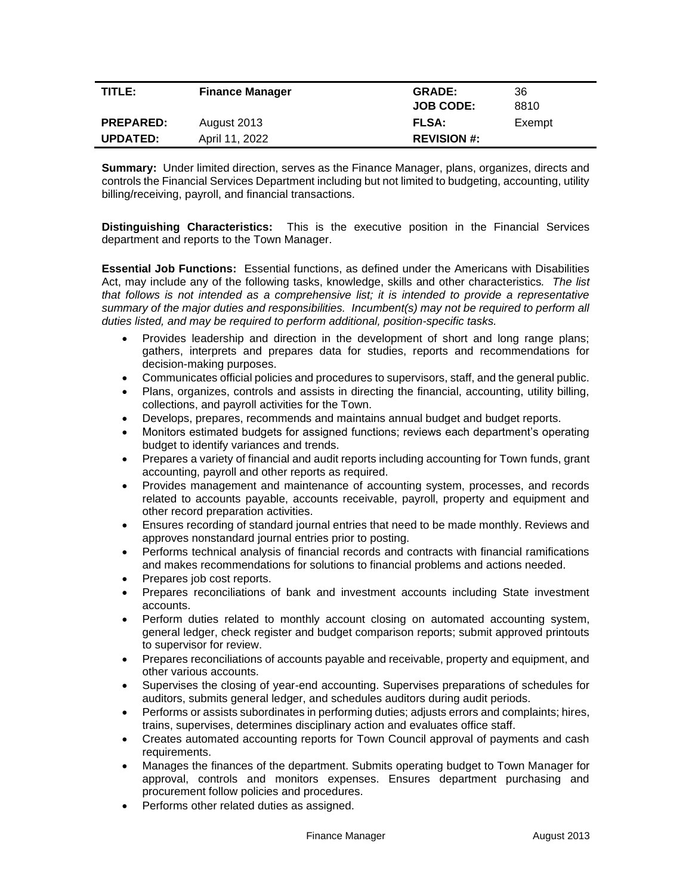| TITLE: | Finance Manager | GRADE: JOB CODE: | 36 8810 |
|---|---|---|---|
| PREPARED: | August 2013 | FLSA: | Exempt |
| UPDATED: | April 11, 2022 | REVISION #: | |

**Summary:** Under limited direction, serves as the Finance Manager, plans, organizes, directs and controls the Financial Services Department including but not limited to budgeting, accounting, utility billing/receiving, payroll, and financial transactions.

**Distinguishing Characteristics:** This is the executive position in the Financial Services department and reports to the Town Manager.

**Essential Job Functions:** Essential functions, as defined under the Americans with Disabilities Act, may include any of the following tasks, knowledge, skills and other characteristics. *The list that follows is not intended as a comprehensive list; it is intended to provide a representative summary of the major duties and responsibilities. Incumbent(s) may not be required to perform all duties listed, and may be required to perform additional, position-specific tasks.*

- Provides leadership and direction in the development of short and long range plans; gathers, interprets and prepares data for studies, reports and recommendations for decision-making purposes.
- Communicates official policies and procedures to supervisors, staff, and the general public.
- Plans, organizes, controls and assists in directing the financial, accounting, utility billing, collections, and payroll activities for the Town.
- Develops, prepares, recommends and maintains annual budget and budget reports.
- Monitors estimated budgets for assigned functions; reviews each department's operating budget to identify variances and trends.
- Prepares a variety of financial and audit reports including accounting for Town funds, grant accounting, payroll and other reports as required.
- Provides management and maintenance of accounting system, processes, and records related to accounts payable, accounts receivable, payroll, property and equipment and other record preparation activities.
- Ensures recording of standard journal entries that need to be made monthly. Reviews and approves nonstandard journal entries prior to posting.
- Performs technical analysis of financial records and contracts with financial ramifications and makes recommendations for solutions to financial problems and actions needed.
- Prepares job cost reports.
- Prepares reconciliations of bank and investment accounts including State investment accounts.
- Perform duties related to monthly account closing on automated accounting system, general ledger, check register and budget comparison reports; submit approved printouts to supervisor for review.
- Prepares reconciliations of accounts payable and receivable, property and equipment, and other various accounts.
- Supervises the closing of year-end accounting. Supervises preparations of schedules for auditors, submits general ledger, and schedules auditors during audit periods.
- Performs or assists subordinates in performing duties; adjusts errors and complaints; hires, trains, supervises, determines disciplinary action and evaluates office staff.
- Creates automated accounting reports for Town Council approval of payments and cash requirements.
- Manages the finances of the department. Submits operating budget to Town Manager for approval, controls and monitors expenses. Ensures department purchasing and procurement follow policies and procedures.
- Performs other related duties as assigned.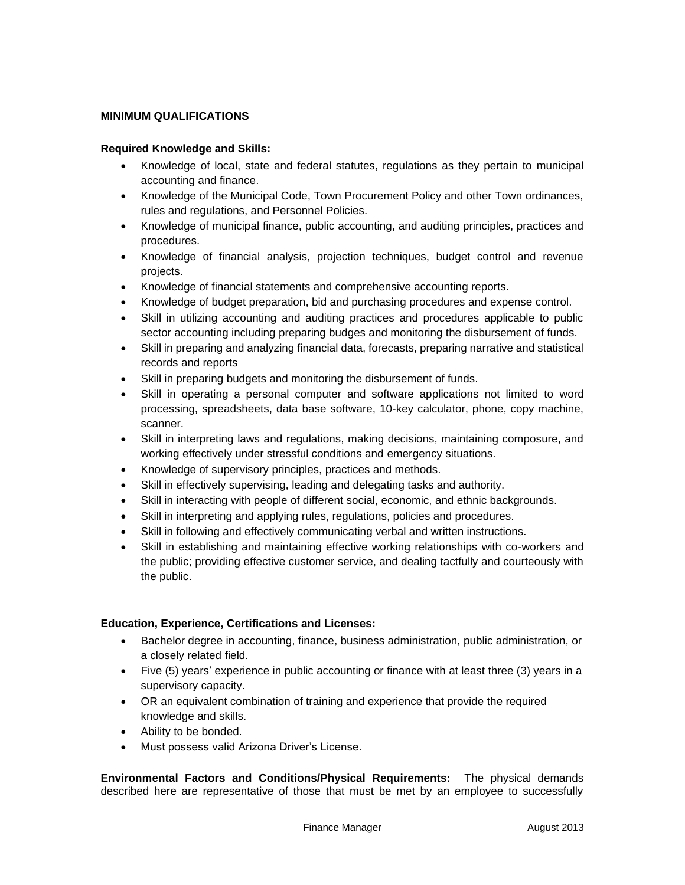## MINIMUM QUALIFICATIONS

### Required Knowledge and Skills:

- Knowledge of local, state and federal statutes, regulations as they pertain to municipal accounting and finance.
- Knowledge of the Municipal Code, Town Procurement Policy and other Town ordinances, rules and regulations, and Personnel Policies.
- Knowledge of municipal finance, public accounting, and auditing principles, practices and procedures.
- Knowledge of financial analysis, projection techniques, budget control and revenue projects.
- Knowledge of financial statements and comprehensive accounting reports.
- Knowledge of budget preparation, bid and purchasing procedures and expense control.
- Skill in utilizing accounting and auditing practices and procedures applicable to public sector accounting including preparing budges and monitoring the disbursement of funds.
- Skill in preparing and analyzing financial data, forecasts, preparing narrative and statistical records and reports
- Skill in preparing budgets and monitoring the disbursement of funds.
- Skill in operating a personal computer and software applications not limited to word processing, spreadsheets, data base software, 10-key calculator, phone, copy machine, scanner.
- Skill in interpreting laws and regulations, making decisions, maintaining composure, and working effectively under stressful conditions and emergency situations.
- Knowledge of supervisory principles, practices and methods.
- Skill in effectively supervising, leading and delegating tasks and authority.
- Skill in interacting with people of different social, economic, and ethnic backgrounds.
- Skill in interpreting and applying rules, regulations, policies and procedures.
- Skill in following and effectively communicating verbal and written instructions.
- Skill in establishing and maintaining effective working relationships with co-workers and the public; providing effective customer service, and dealing tactfully and courteously with the public.

### Education, Experience, Certifications and Licenses:

- Bachelor degree in accounting, finance, business administration, public administration, or a closely related field.
- Five (5) years' experience in public accounting or finance with at least three (3) years in a supervisory capacity.
- OR an equivalent combination of training and experience that provide the required knowledge and skills.
- Ability to be bonded.
- Must possess valid Arizona Driver's License.

**Environmental Factors and Conditions/Physical Requirements:** The physical demands described here are representative of those that must be met by an employee to successfully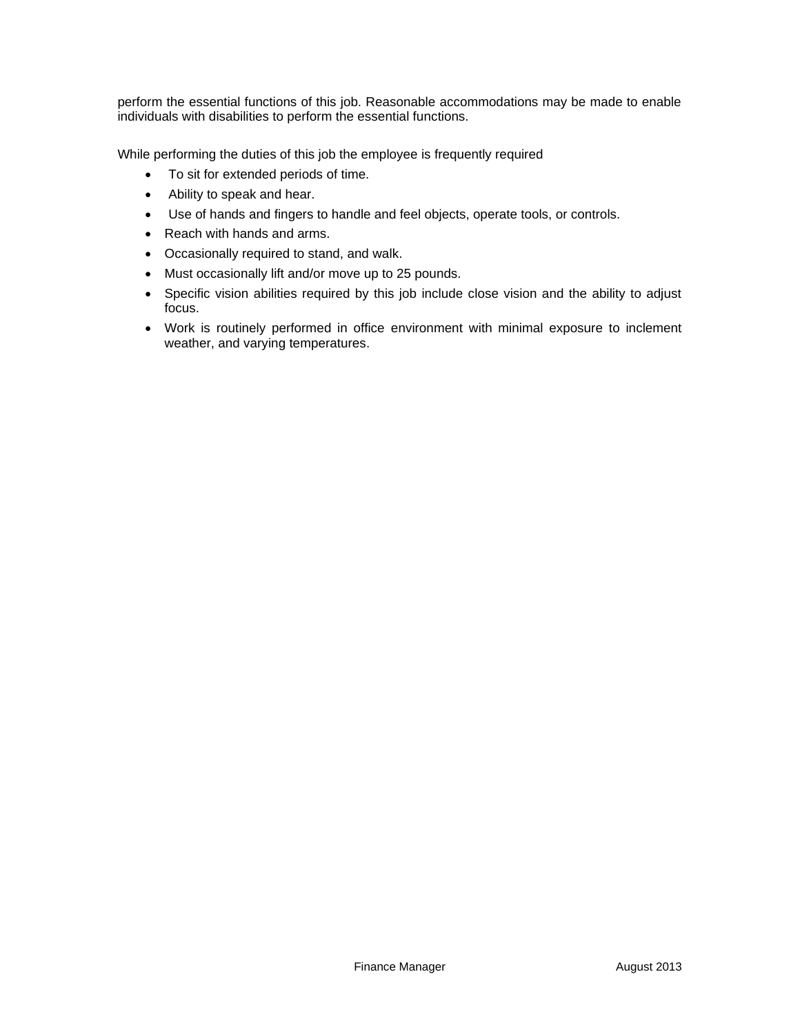perform the essential functions of this job. Reasonable accommodations may be made to enable individuals with disabilities to perform the essential functions.

While performing the duties of this job the employee is frequently required

- To sit for extended periods of time.
- Ability to speak and hear.
- Use of hands and fingers to handle and feel objects, operate tools, or controls.
- Reach with hands and arms.
- Occasionally required to stand, and walk.
- Must occasionally lift and/or move up to 25 pounds.
- Specific vision abilities required by this job include close vision and the ability to adjust focus.
- Work is routinely performed in office environment with minimal exposure to inclement weather, and varying temperatures.